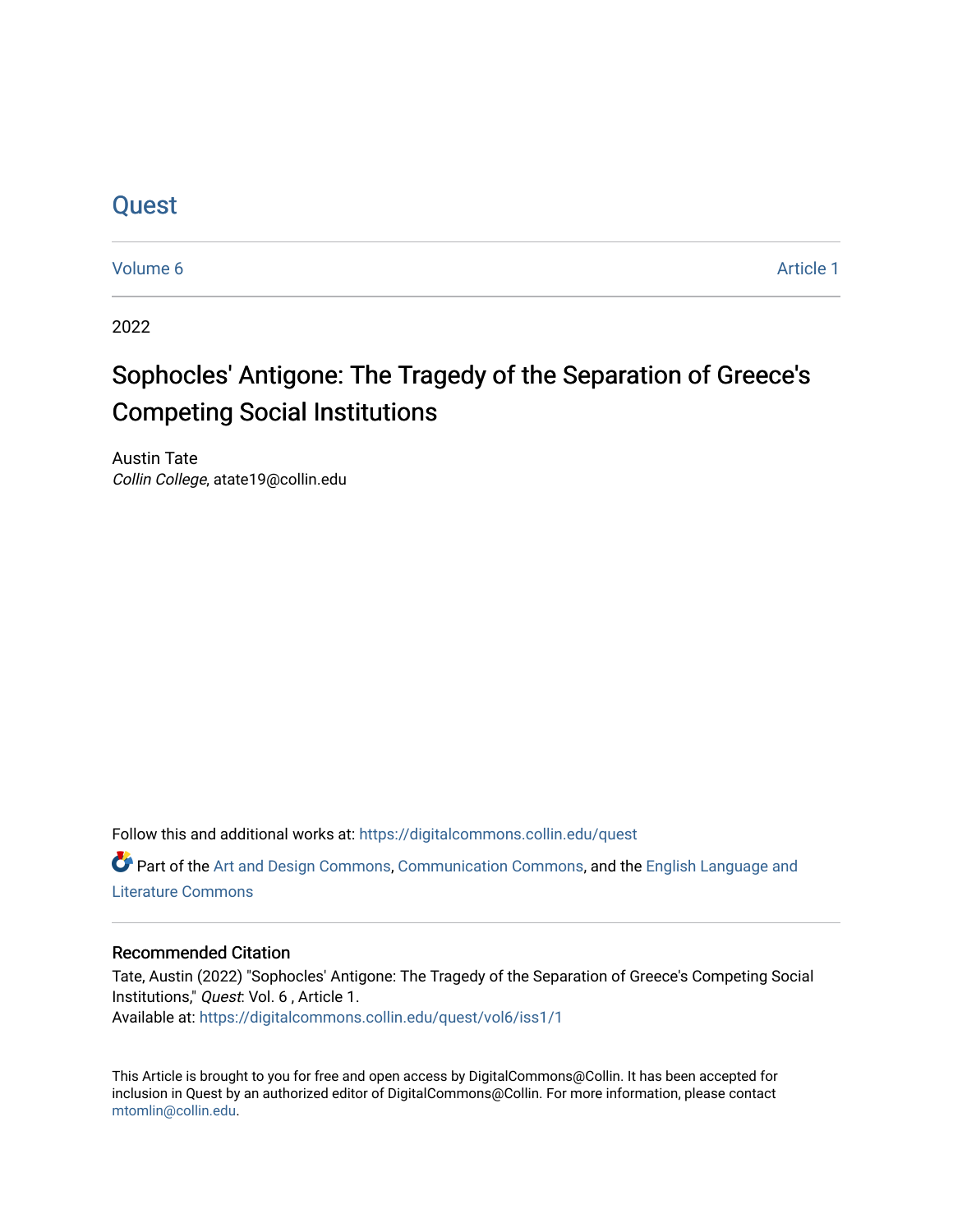# Quest

Volume 6 Article 1

2022

## Sophocles' Antigone: The Tragedy of the Separation of Greece's Competing Social Institutions

Austin Tate
*Collin College*, atate19@collin.edu

Follow this and additional works at: https://digitalcommons.collin.edu/quest

Part of the Art and Design Commons, Communication Commons, and the English Language and Literature Commons

### Recommended Citation

Tate, Austin (2022) "Sophocles' Antigone: The Tragedy of the Separation of Greece's Competing Social Institutions," *Quest*: Vol. 6 , Article 1.
Available at: https://digitalcommons.collin.edu/quest/vol6/iss1/1

This Article is brought to you for free and open access by DigitalCommons@Collin. It has been accepted for inclusion in Quest by an authorized editor of DigitalCommons@Collin. For more information, please contact mtomlin@collin.edu.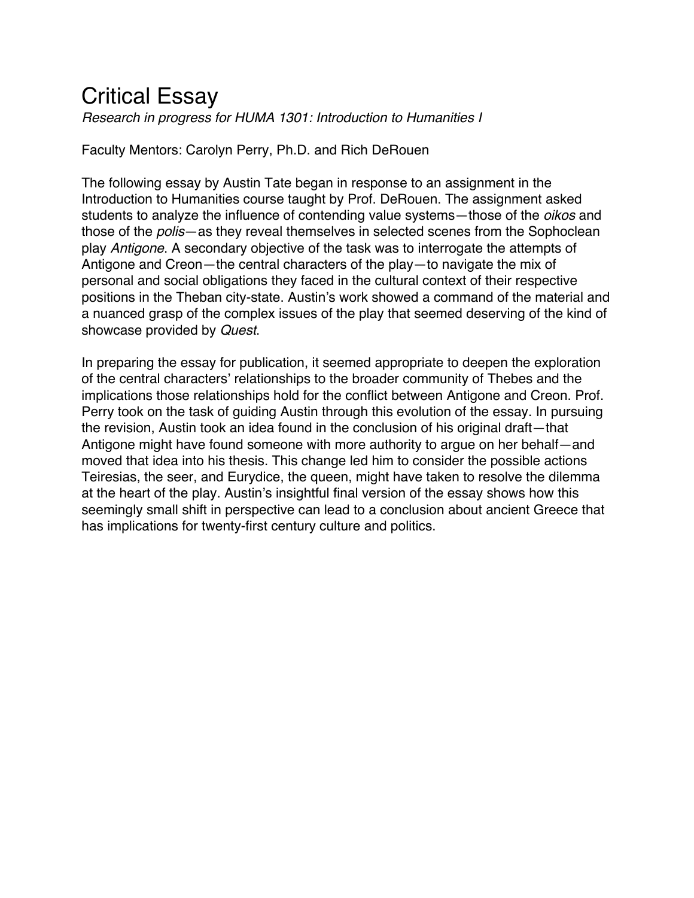# Critical Essay

*Research in progress for HUMA 1301: Introduction to Humanities I*

Faculty Mentors: Carolyn Perry, Ph.D. and Rich DeRouen

The following essay by Austin Tate began in response to an assignment in the Introduction to Humanities course taught by Prof. DeRouen. The assignment asked students to analyze the influence of contending value systems—those of the *oikos* and those of the *polis*—as they reveal themselves in selected scenes from the Sophoclean play *Antigone*. A secondary objective of the task was to interrogate the attempts of Antigone and Creon—the central characters of the play—to navigate the mix of personal and social obligations they faced in the cultural context of their respective positions in the Theban city-state. Austin's work showed a command of the material and a nuanced grasp of the complex issues of the play that seemed deserving of the kind of showcase provided by *Quest*.

In preparing the essay for publication, it seemed appropriate to deepen the exploration of the central characters' relationships to the broader community of Thebes and the implications those relationships hold for the conflict between Antigone and Creon. Prof. Perry took on the task of guiding Austin through this evolution of the essay. In pursuing the revision, Austin took an idea found in the conclusion of his original draft—that Antigone might have found someone with more authority to argue on her behalf—and moved that idea into his thesis. This change led him to consider the possible actions Teiresias, the seer, and Eurydice, the queen, might have taken to resolve the dilemma at the heart of the play. Austin's insightful final version of the essay shows how this seemingly small shift in perspective can lead to a conclusion about ancient Greece that has implications for twenty-first century culture and politics.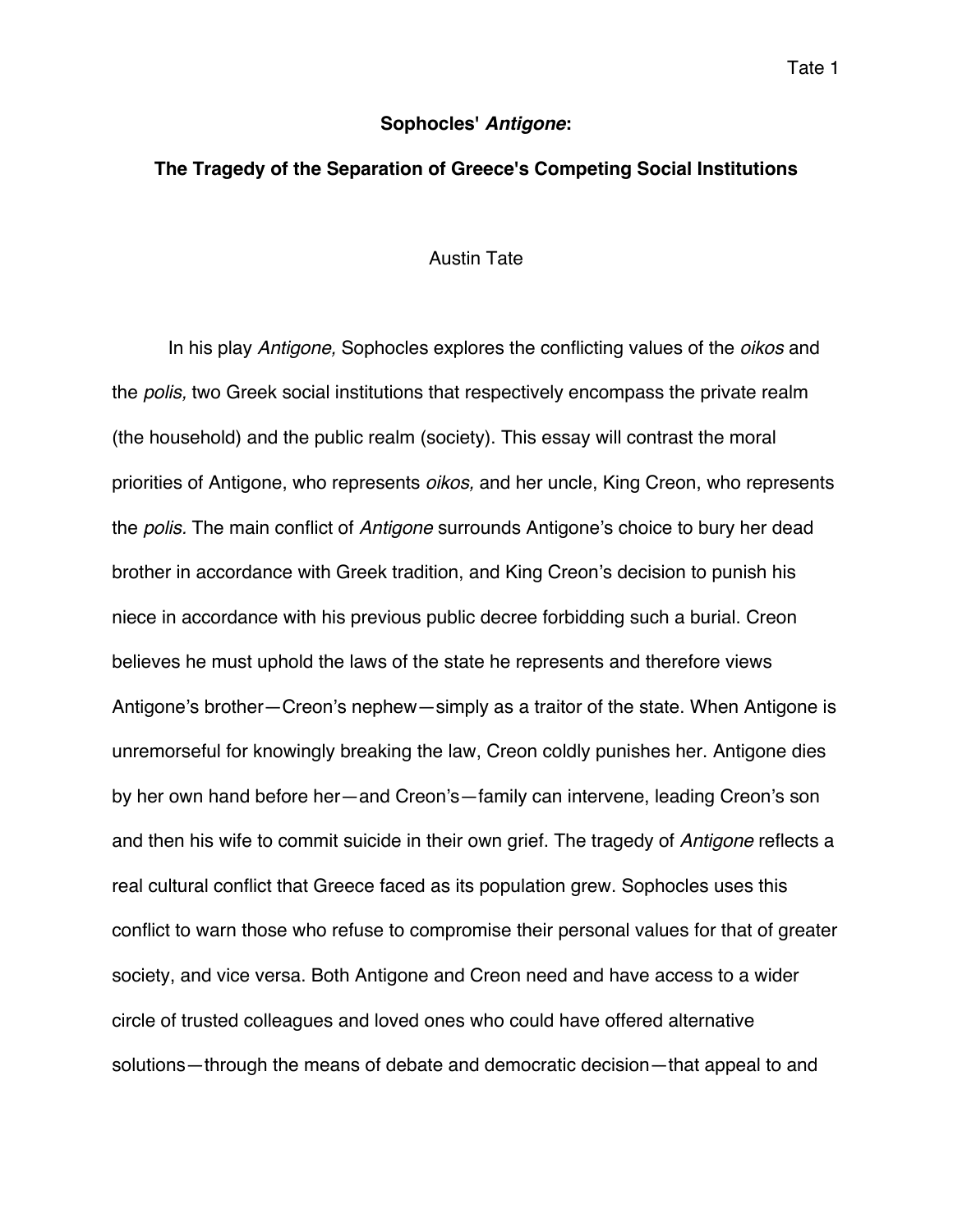**Sophocles' *Antigone*:**

**The Tragedy of the Separation of Greece's Competing Social Institutions**

Austin Tate

In his play *Antigone,* Sophocles explores the conflicting values of the *oikos* and the *polis,* two Greek social institutions that respectively encompass the private realm (the household) and the public realm (society). This essay will contrast the moral priorities of Antigone, who represents *oikos,* and her uncle, King Creon, who represents the *polis.* The main conflict of *Antigone* surrounds Antigone's choice to bury her dead brother in accordance with Greek tradition, and King Creon's decision to punish his niece in accordance with his previous public decree forbidding such a burial. Creon believes he must uphold the laws of the state he represents and therefore views Antigone's brother—Creon's nephew—simply as a traitor of the state. When Antigone is unremorseful for knowingly breaking the law, Creon coldly punishes her. Antigone dies by her own hand before her—and Creon's—family can intervene, leading Creon's son and then his wife to commit suicide in their own grief. The tragedy of *Antigone* reflects a real cultural conflict that Greece faced as its population grew. Sophocles uses this conflict to warn those who refuse to compromise their personal values for that of greater society, and vice versa. Both Antigone and Creon need and have access to a wider circle of trusted colleagues and loved ones who could have offered alternative solutions—through the means of debate and democratic decision—that appeal to and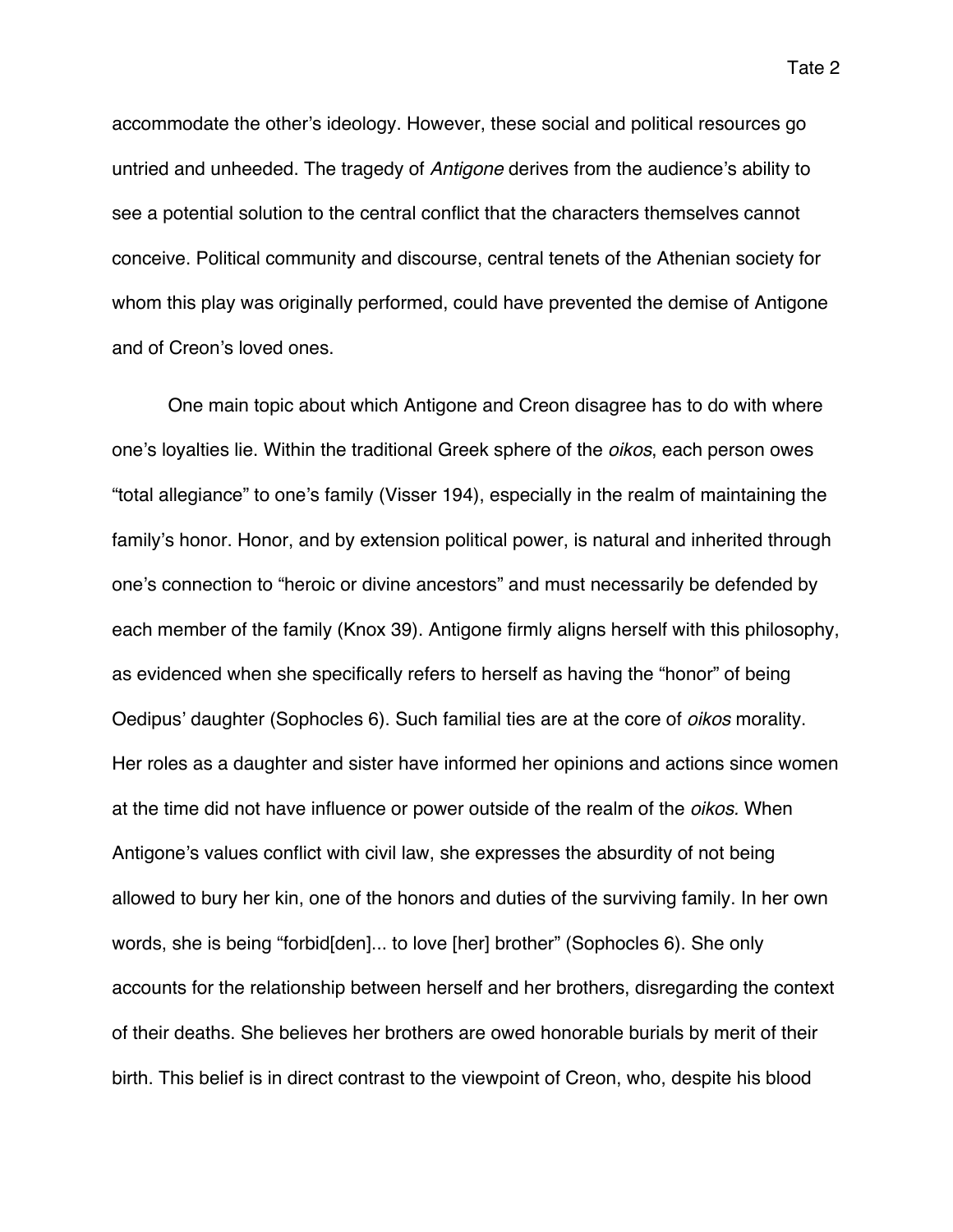accommodate the other's ideology. However, these social and political resources go untried and unheeded. The tragedy of *Antigone* derives from the audience's ability to see a potential solution to the central conflict that the characters themselves cannot conceive. Political community and discourse, central tenets of the Athenian society for whom this play was originally performed, could have prevented the demise of Antigone and of Creon's loved ones.

One main topic about which Antigone and Creon disagree has to do with where one's loyalties lie. Within the traditional Greek sphere of the *oikos*, each person owes "total allegiance" to one's family (Visser 194), especially in the realm of maintaining the family's honor. Honor, and by extension political power, is natural and inherited through one's connection to "heroic or divine ancestors" and must necessarily be defended by each member of the family (Knox 39). Antigone firmly aligns herself with this philosophy, as evidenced when she specifically refers to herself as having the "honor" of being Oedipus' daughter (Sophocles 6). Such familial ties are at the core of *oikos* morality. Her roles as a daughter and sister have informed her opinions and actions since women at the time did not have influence or power outside of the realm of the *oikos*. When Antigone's values conflict with civil law, she expresses the absurdity of not being allowed to bury her kin, one of the honors and duties of the surviving family. In her own words, she is being "forbid[den]... to love [her] brother" (Sophocles 6). She only accounts for the relationship between herself and her brothers, disregarding the context of their deaths. She believes her brothers are owed honorable burials by merit of their birth. This belief is in direct contrast to the viewpoint of Creon, who, despite his blood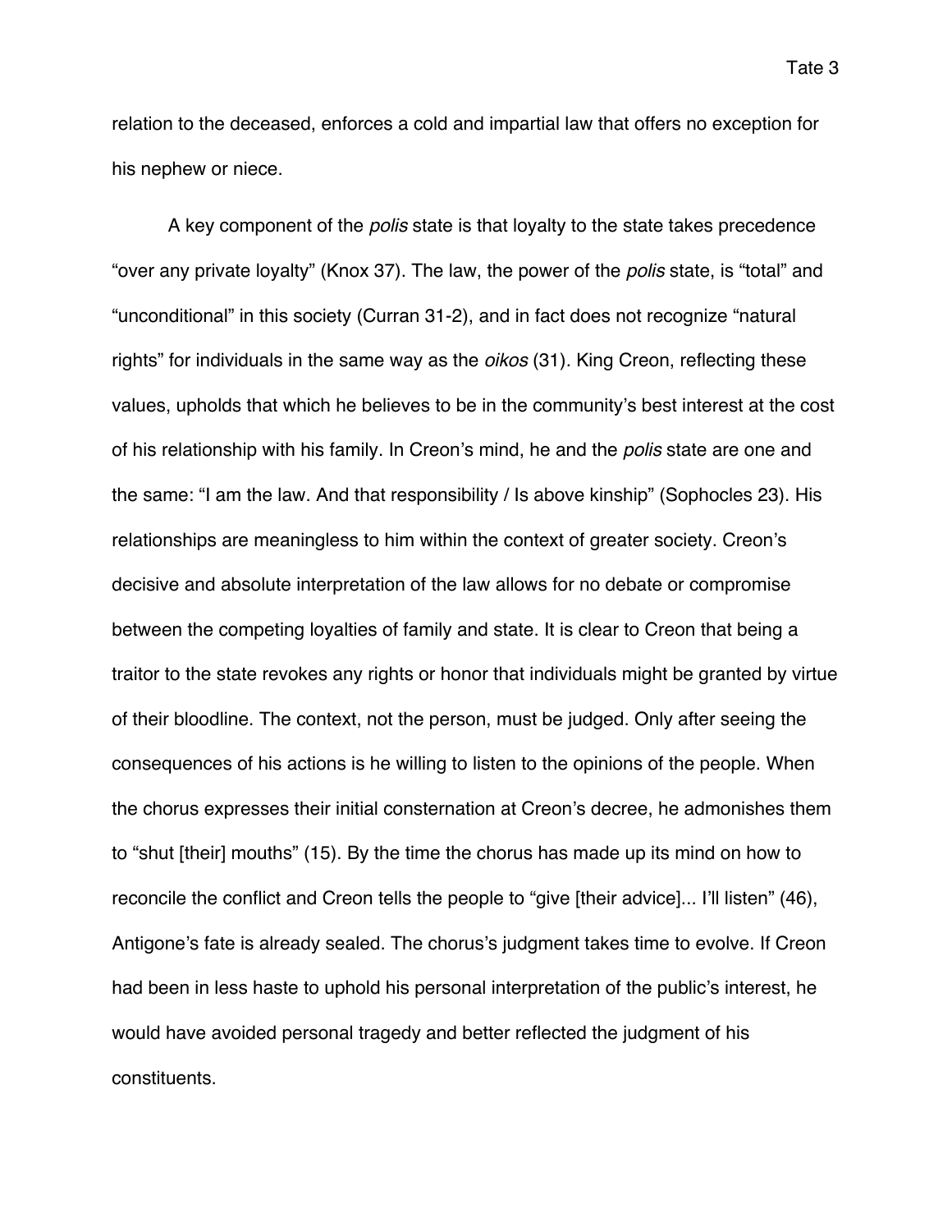relation to the deceased, enforces a cold and impartial law that offers no exception for his nephew or niece.

A key component of the *polis* state is that loyalty to the state takes precedence "over any private loyalty" (Knox 37). The law, the power of the *polis* state, is "total" and "unconditional" in this society (Curran 31-2), and in fact does not recognize "natural rights" for individuals in the same way as the *oikos* (31). King Creon, reflecting these values, upholds that which he believes to be in the community's best interest at the cost of his relationship with his family. In Creon's mind, he and the *polis* state are one and the same: "I am the law. And that responsibility / Is above kinship" (Sophocles 23). His relationships are meaningless to him within the context of greater society. Creon's decisive and absolute interpretation of the law allows for no debate or compromise between the competing loyalties of family and state. It is clear to Creon that being a traitor to the state revokes any rights or honor that individuals might be granted by virtue of their bloodline. The context, not the person, must be judged. Only after seeing the consequences of his actions is he willing to listen to the opinions of the people. When the chorus expresses their initial consternation at Creon's decree, he admonishes them to "shut [their] mouths" (15). By the time the chorus has made up its mind on how to reconcile the conflict and Creon tells the people to "give [their advice]... I'll listen" (46), Antigone's fate is already sealed. The chorus's judgment takes time to evolve. If Creon had been in less haste to uphold his personal interpretation of the public's interest, he would have avoided personal tragedy and better reflected the judgment of his constituents.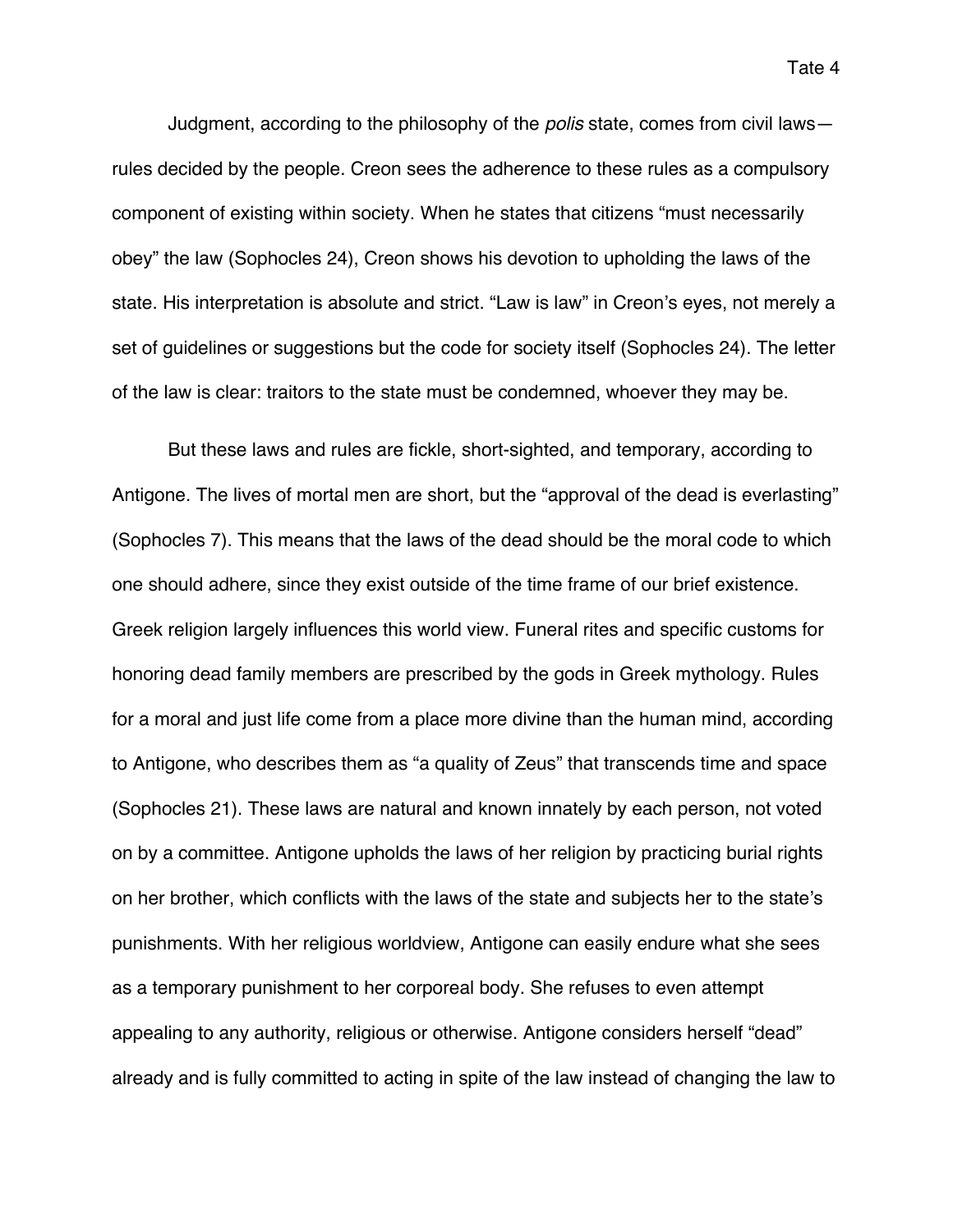Judgment, according to the philosophy of the *polis* state, comes from civil laws—rules decided by the people. Creon sees the adherence to these rules as a compulsory component of existing within society. When he states that citizens "must necessarily obey" the law (Sophocles 24), Creon shows his devotion to upholding the laws of the state. His interpretation is absolute and strict. "Law is law" in Creon's eyes, not merely a set of guidelines or suggestions but the code for society itself (Sophocles 24). The letter of the law is clear: traitors to the state must be condemned, whoever they may be.

But these laws and rules are fickle, short-sighted, and temporary, according to Antigone. The lives of mortal men are short, but the "approval of the dead is everlasting" (Sophocles 7). This means that the laws of the dead should be the moral code to which one should adhere, since they exist outside of the time frame of our brief existence. Greek religion largely influences this world view. Funeral rites and specific customs for honoring dead family members are prescribed by the gods in Greek mythology. Rules for a moral and just life come from a place more divine than the human mind, according to Antigone, who describes them as "a quality of Zeus" that transcends time and space (Sophocles 21). These laws are natural and known innately by each person, not voted on by a committee. Antigone upholds the laws of her religion by practicing burial rights on her brother, which conflicts with the laws of the state and subjects her to the state's punishments. With her religious worldview, Antigone can easily endure what she sees as a temporary punishment to her corporeal body. She refuses to even attempt appealing to any authority, religious or otherwise. Antigone considers herself "dead" already and is fully committed to acting in spite of the law instead of changing the law to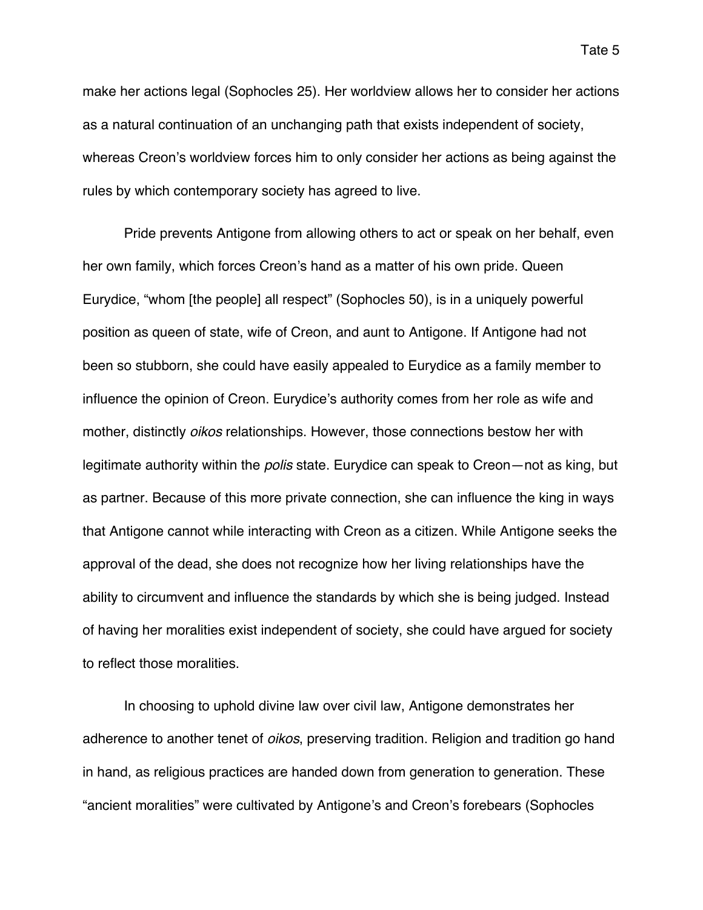make her actions legal (Sophocles 25). Her worldview allows her to consider her actions as a natural continuation of an unchanging path that exists independent of society, whereas Creon's worldview forces him to only consider her actions as being against the rules by which contemporary society has agreed to live.

Pride prevents Antigone from allowing others to act or speak on her behalf, even her own family, which forces Creon's hand as a matter of his own pride. Queen Eurydice, "whom [the people] all respect" (Sophocles 50), is in a uniquely powerful position as queen of state, wife of Creon, and aunt to Antigone. If Antigone had not been so stubborn, she could have easily appealed to Eurydice as a family member to influence the opinion of Creon. Eurydice's authority comes from her role as wife and mother, distinctly *oikos* relationships. However, those connections bestow her with legitimate authority within the *polis* state. Eurydice can speak to Creon—not as king, but as partner. Because of this more private connection, she can influence the king in ways that Antigone cannot while interacting with Creon as a citizen. While Antigone seeks the approval of the dead, she does not recognize how her living relationships have the ability to circumvent and influence the standards by which she is being judged. Instead of having her moralities exist independent of society, she could have argued for society to reflect those moralities.

In choosing to uphold divine law over civil law, Antigone demonstrates her adherence to another tenet of *oikos*, preserving tradition. Religion and tradition go hand in hand, as religious practices are handed down from generation to generation. These "ancient moralities" were cultivated by Antigone's and Creon's forebears (Sophocles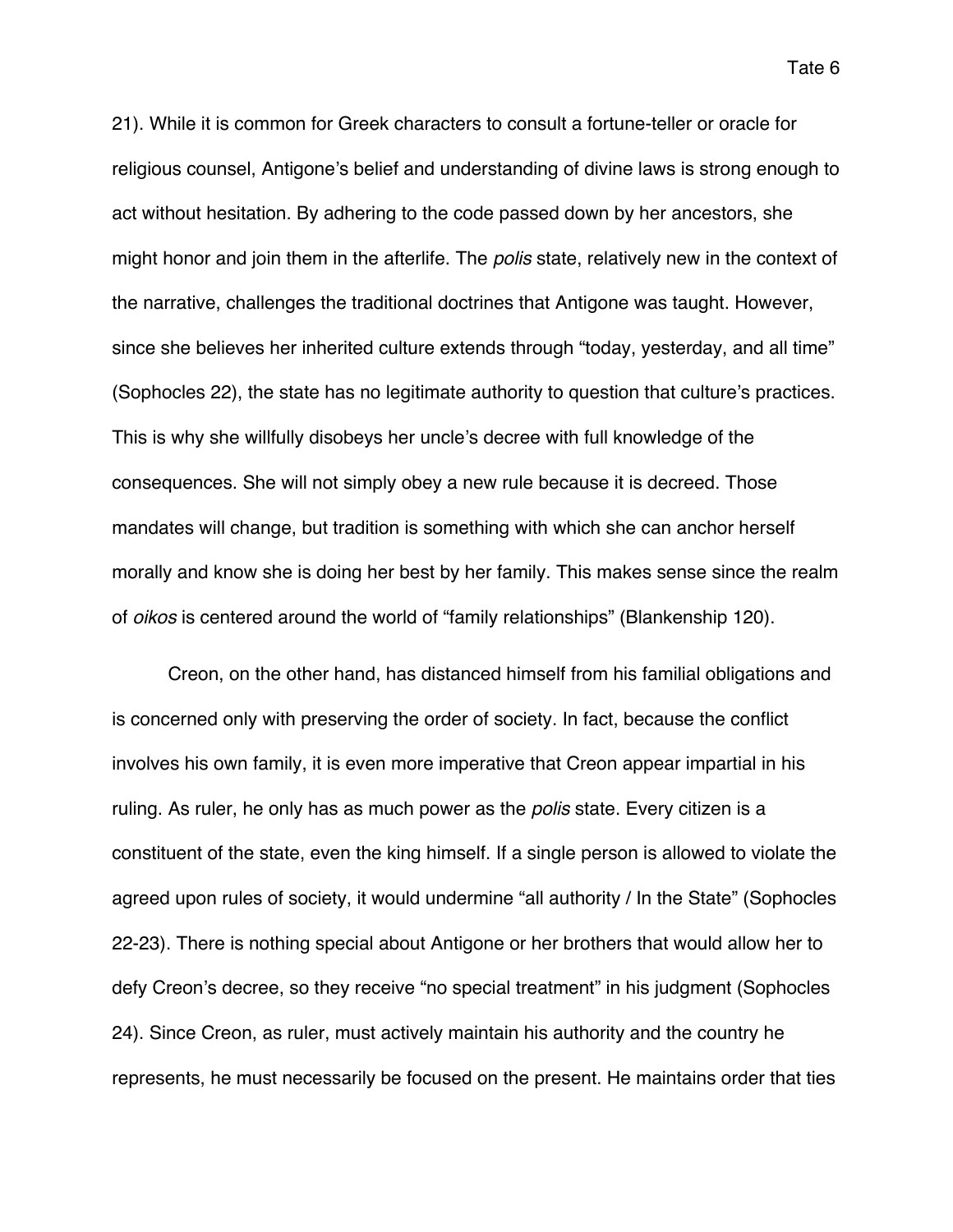21). While it is common for Greek characters to consult a fortune-teller or oracle for religious counsel, Antigone's belief and understanding of divine laws is strong enough to act without hesitation. By adhering to the code passed down by her ancestors, she might honor and join them in the afterlife. The *polis* state, relatively new in the context of the narrative, challenges the traditional doctrines that Antigone was taught. However, since she believes her inherited culture extends through "today, yesterday, and all time" (Sophocles 22), the state has no legitimate authority to question that culture's practices. This is why she willfully disobeys her uncle's decree with full knowledge of the consequences. She will not simply obey a new rule because it is decreed. Those mandates will change, but tradition is something with which she can anchor herself morally and know she is doing her best by her family. This makes sense since the realm of *oikos* is centered around the world of "family relationships" (Blankenship 120).

Creon, on the other hand, has distanced himself from his familial obligations and is concerned only with preserving the order of society. In fact, because the conflict involves his own family, it is even more imperative that Creon appear impartial in his ruling. As ruler, he only has as much power as the *polis* state. Every citizen is a constituent of the state, even the king himself. If a single person is allowed to violate the agreed upon rules of society, it would undermine "all authority / In the State" (Sophocles 22-23). There is nothing special about Antigone or her brothers that would allow her to defy Creon's decree, so they receive "no special treatment" in his judgment (Sophocles 24). Since Creon, as ruler, must actively maintain his authority and the country he represents, he must necessarily be focused on the present. He maintains order that ties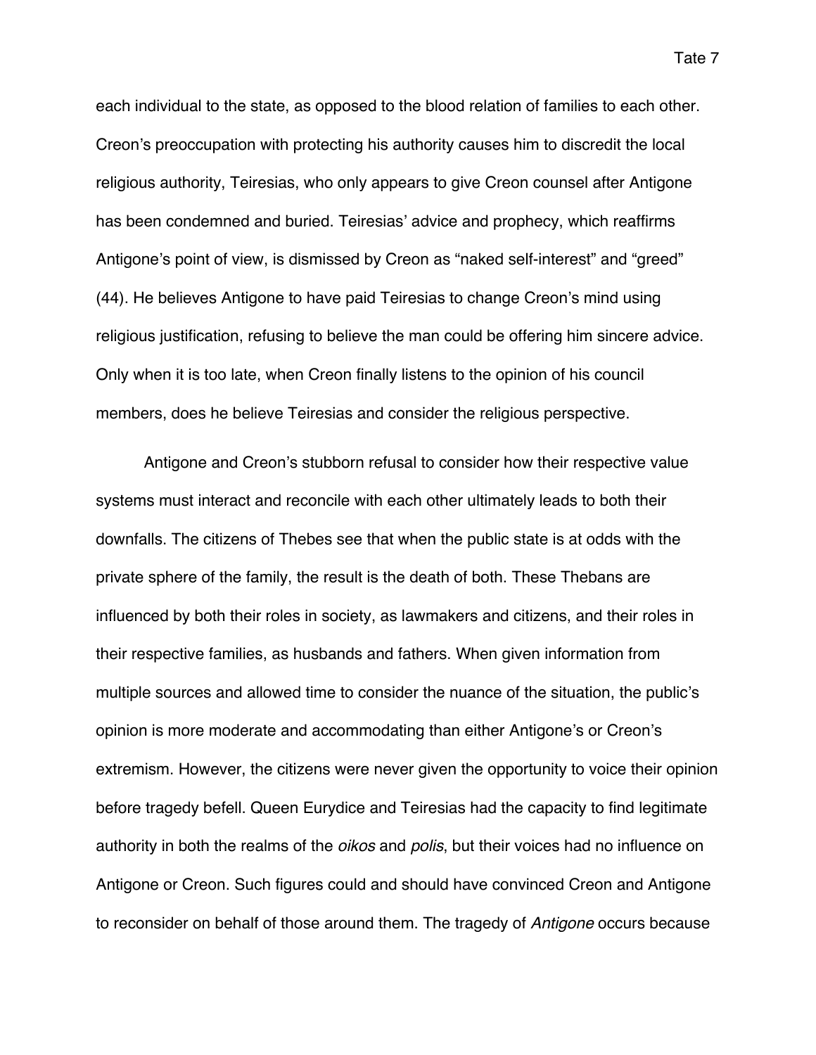each individual to the state, as opposed to the blood relation of families to each other. Creon's preoccupation with protecting his authority causes him to discredit the local religious authority, Teiresias, who only appears to give Creon counsel after Antigone has been condemned and buried. Teiresias' advice and prophecy, which reaffirms Antigone's point of view, is dismissed by Creon as "naked self-interest" and "greed" (44). He believes Antigone to have paid Teiresias to change Creon's mind using religious justification, refusing to believe the man could be offering him sincere advice. Only when it is too late, when Creon finally listens to the opinion of his council members, does he believe Teiresias and consider the religious perspective.

Antigone and Creon's stubborn refusal to consider how their respective value systems must interact and reconcile with each other ultimately leads to both their downfalls. The citizens of Thebes see that when the public state is at odds with the private sphere of the family, the result is the death of both. These Thebans are influenced by both their roles in society, as lawmakers and citizens, and their roles in their respective families, as husbands and fathers. When given information from multiple sources and allowed time to consider the nuance of the situation, the public's opinion is more moderate and accommodating than either Antigone's or Creon's extremism. However, the citizens were never given the opportunity to voice their opinion before tragedy befell. Queen Eurydice and Teiresias had the capacity to find legitimate authority in both the realms of the *oikos* and *polis*, but their voices had no influence on Antigone or Creon. Such figures could and should have convinced Creon and Antigone to reconsider on behalf of those around them. The tragedy of *Antigone* occurs because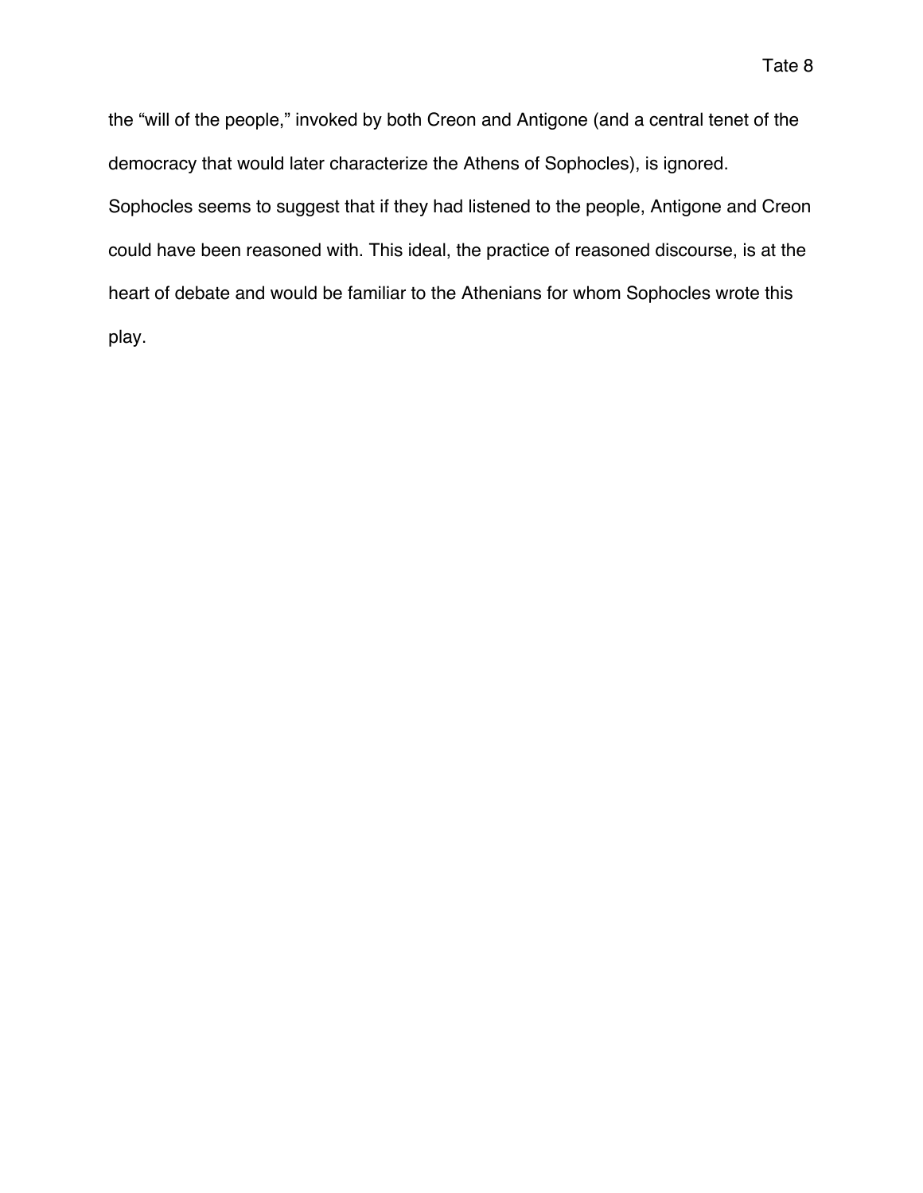the "will of the people," invoked by both Creon and Antigone (and a central tenet of the democracy that would later characterize the Athens of Sophocles), is ignored. Sophocles seems to suggest that if they had listened to the people, Antigone and Creon could have been reasoned with. This ideal, the practice of reasoned discourse, is at the heart of debate and would be familiar to the Athenians for whom Sophocles wrote this play.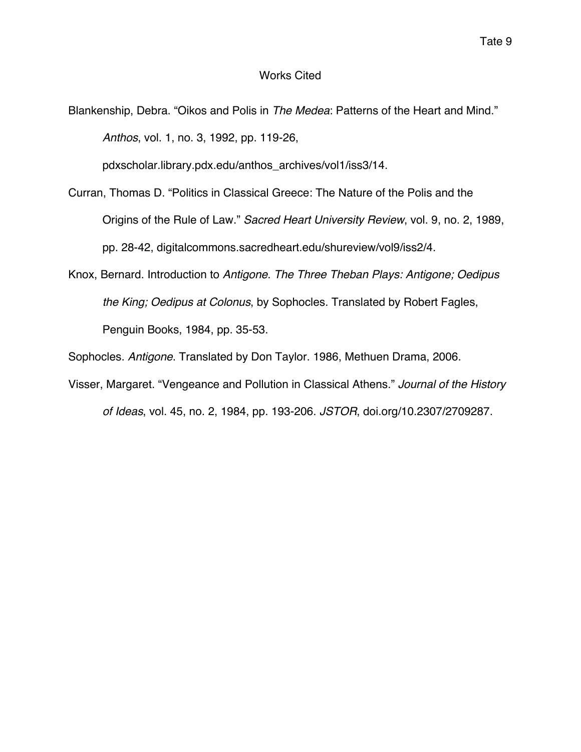# Works Cited

Blankenship, Debra. "Oikos and Polis in *The Medea*: Patterns of the Heart and Mind." *Anthos*, vol. 1, no. 3, 1992, pp. 119-26, pdxscholar.library.pdx.edu/anthos_archives/vol1/iss3/14.

Curran, Thomas D. "Politics in Classical Greece: The Nature of the Polis and the Origins of the Rule of Law." *Sacred Heart University Review*, vol. 9, no. 2, 1989, pp. 28-42, digitalcommons.sacredheart.edu/shureview/vol9/iss2/4.

Knox, Bernard. Introduction to *Antigone*. *The Three Theban Plays: Antigone; Oedipus the King; Oedipus at Colonus*, by Sophocles. Translated by Robert Fagles, Penguin Books, 1984, pp. 35-53.

Sophocles. *Antigone*. Translated by Don Taylor. 1986, Methuen Drama, 2006.

Visser, Margaret. "Vengeance and Pollution in Classical Athens." *Journal of the History of Ideas*, vol. 45, no. 2, 1984, pp. 193-206. *JSTOR*, doi.org/10.2307/2709287.